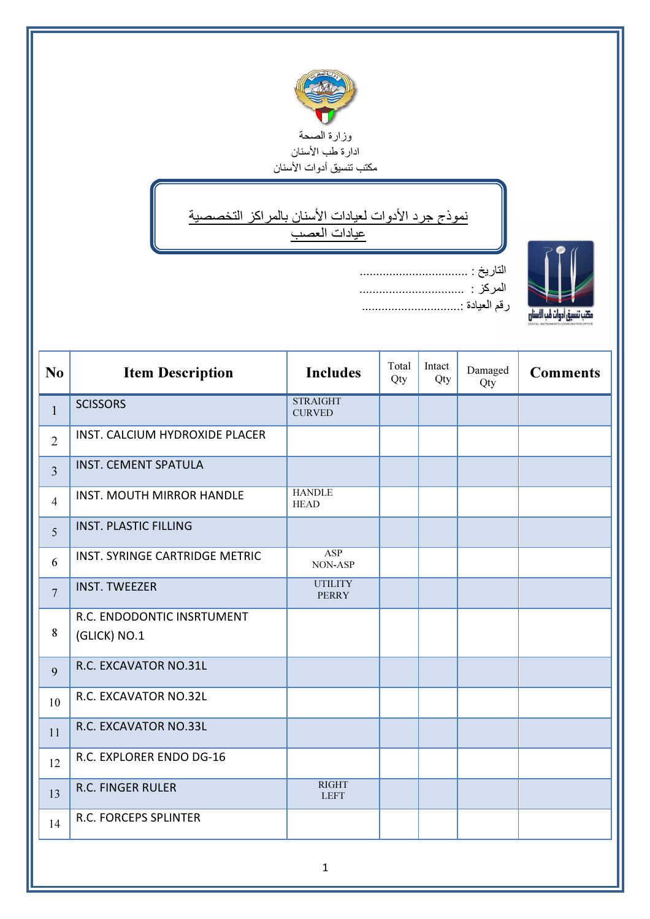وزارة الصحة
ادارة طب الأسنان
مكتب تنسيق أدوات الأسنان

# نموذج جرد الأدوات لعيادات الأسنان بالمراكز التخصصية
# عيادات العصب

التاريخ : ................................

المركز : ................................

رقم العيادة :..............................

| No | Item Description | Includes | Total Qty | Intact Qty | Damaged Qty | Comments |
|---|---|---|---|---|---|---|
| 1 | SCISSORS | STRAIGHT<br>CURVED | | | | |
| 2 | INST. CALCIUM HYDROXIDE PLACER | | | | | |
| 3 | INST. CEMENT SPATULA | | | | | |
| 4 | INST. MOUTH MIRROR HANDLE | HANDLE<br>HEAD | | | | |
| 5 | INST. PLASTIC FILLING | | | | | |
| 6 | INST. SYRINGE CARTRIDGE METRIC | ASP<br>NON-ASP | | | | |
| 7 | INST. TWEEZER | UTILITY<br>PERRY | | | | |
| 8 | R.C. ENDODONTIC INSRTUMENT (GLICK) NO.1 | | | | | |
| 9 | R.C. EXCAVATOR NO.31L | | | | | |
| 10 | R.C. EXCAVATOR NO.32L | | | | | |
| 11 | R.C. EXCAVATOR NO.33L | | | | | |
| 12 | R.C. EXPLORER ENDO DG-16 | | | | | |
| 13 | R.C. FINGER RULER | RIGHT<br>LEFT | | | | |
| 14 | R.C. FORCEPS SPLINTER | | | | | |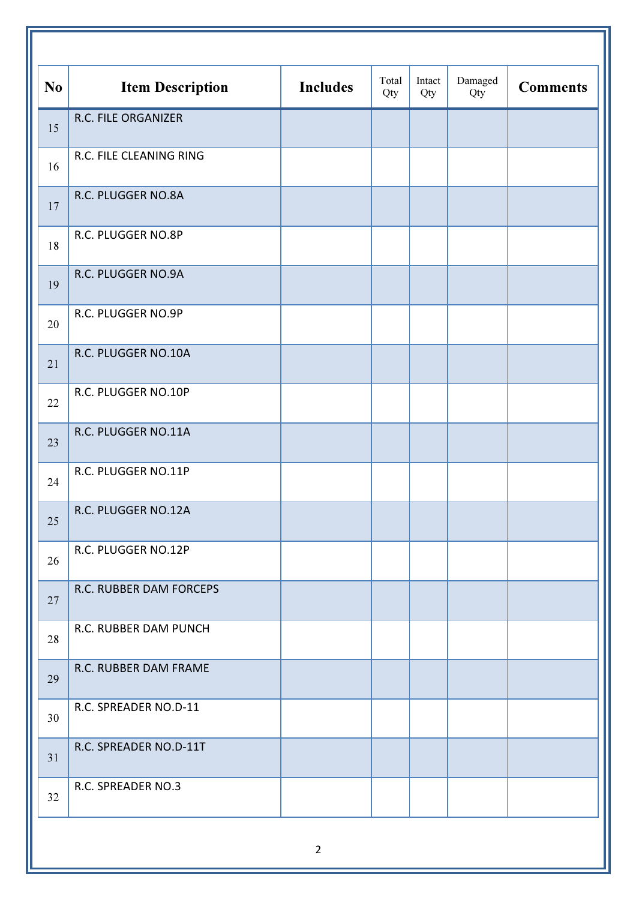| No | Item Description | Includes | Total Qty | Intact Qty | Damaged Qty | Comments |
|---|---|---|---|---|---|---|
| 15 | R.C. FILE ORGANIZER | | | | | |
| 16 | R.C. FILE CLEANING RING | | | | | |
| 17 | R.C. PLUGGER NO.8A | | | | | |
| 18 | R.C. PLUGGER NO.8P | | | | | |
| 19 | R.C. PLUGGER NO.9A | | | | | |
| 20 | R.C. PLUGGER NO.9P | | | | | |
| 21 | R.C. PLUGGER NO.10A | | | | | |
| 22 | R.C. PLUGGER NO.10P | | | | | |
| 23 | R.C. PLUGGER NO.11A | | | | | |
| 24 | R.C. PLUGGER NO.11P | | | | | |
| 25 | R.C. PLUGGER NO.12A | | | | | |
| 26 | R.C. PLUGGER NO.12P | | | | | |
| 27 | R.C. RUBBER DAM FORCEPS | | | | | |
| 28 | R.C. RUBBER DAM PUNCH | | | | | |
| 29 | R.C. RUBBER DAM FRAME | | | | | |
| 30 | R.C. SPREADER NO.D-11 | | | | | |
| 31 | R.C. SPREADER NO.D-11T | | | | | |
| 32 | R.C. SPREADER NO.3 | | | | | |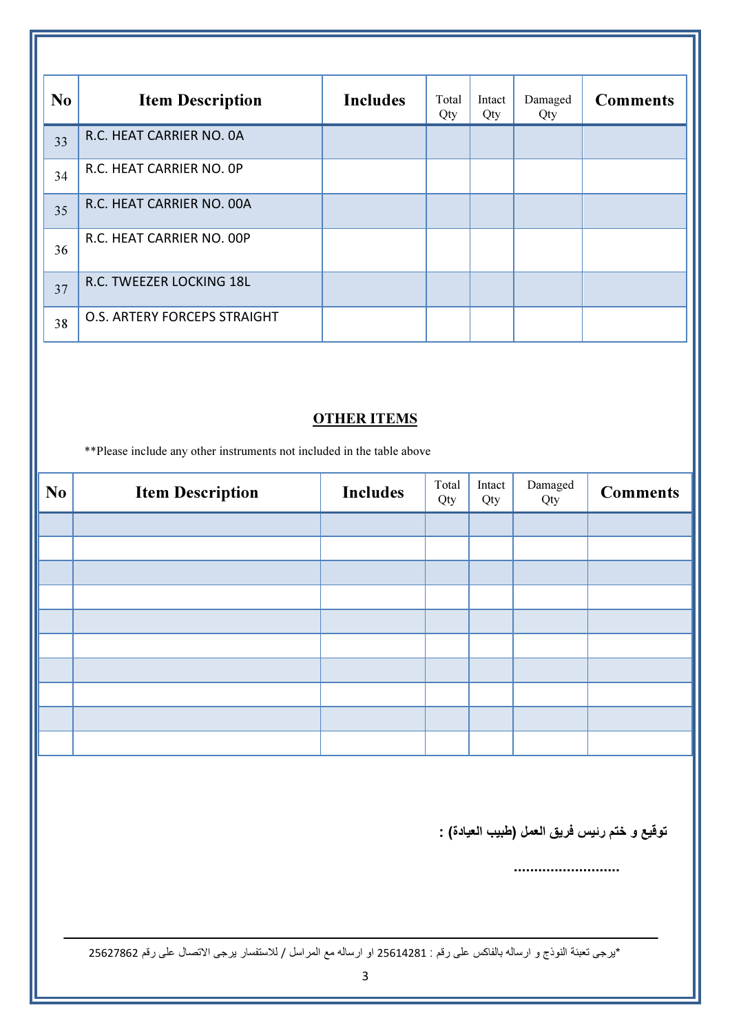| No | Item Description | Includes | Total Qty | Intact Qty | Damaged Qty | Comments |
|---|---|---|---|---|---|---|
| 33 | R.C. HEAT CARRIER NO. 0A | | | | | |
| 34 | R.C. HEAT CARRIER NO. 0P | | | | | |
| 35 | R.C. HEAT CARRIER NO. 00A | | | | | |
| 36 | R.C. HEAT CARRIER NO. 00P | | | | | |
| 37 | R.C. TWEEZER LOCKING 18L | | | | | |
| 38 | O.S. ARTERY FORCEPS STRAIGHT | | | | | |

## OTHER ITEMS

**Please include any other instruments not included in the table above

| No | Item Description | Includes | Total Qty | Intact Qty | Damaged Qty | Comments |
|---|---|---|---|---|---|---|
| | | | | | | |
| | | | | | | |
| | | | | | | |
| | | | | | | |
| | | | | | | |
| | | | | | | |
| | | | | | | |
| | | | | | | |
| | | | | | | |
| | | | | | | |

**توقيع و ختم رئيس فريق العمل (طبيب العيادة) :**

..........................

*يرجى تعبئة النوذج و ارساله بالفاكس على رقم : 25614281 او ارساله مع المراسل / للاستفسار يرجى الاتصال على رقم 25627862